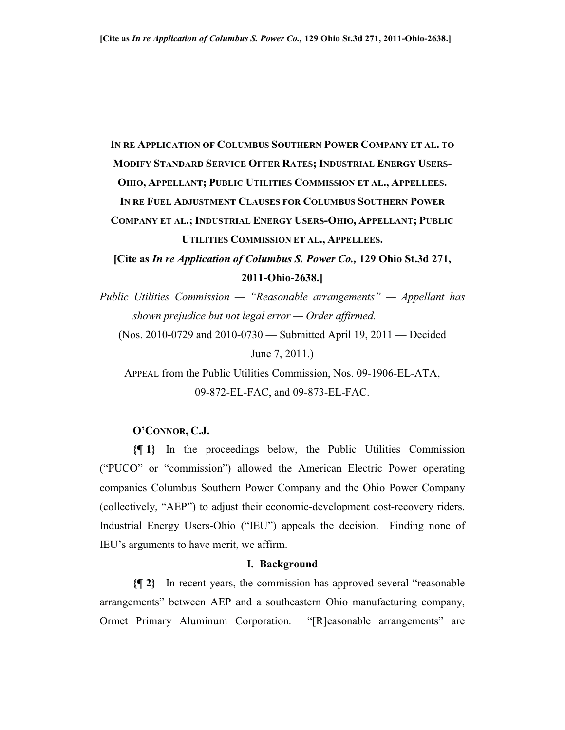**IN RE APPLICATION OF COLUMBUS SOUTHERN POWER COMPANY ET AL. TO MODIFY STANDARD SERVICE OFFER RATES; INDUSTRIAL ENERGY USERS-OHIO, APPELLANT; PUBLIC UTILITIES COMMISSION ET AL., APPELLEES.**

**IN RE FUEL ADJUSTMENT CLAUSES FOR COLUMBUS SOUTHERN POWER COMPANY ET AL.; INDUSTRIAL ENERGY USERS-OHIO, APPELLANT; PUBLIC UTILITIES COMMISSION ET AL., APPELLEES.**

**[Cite as *In re Application of Columbus S. Power Co.,* 129 Ohio St.3d 271, 2011-Ohio-2638.]**

*Public Utilities Commission — "Reasonable arrangements" — Appellant has shown prejudice but not legal error — Order affirmed.*

(Nos. 2010-0729 and 2010-0730 — Submitted April 19, 2011 — Decided June 7, 2011.)

APPEAL from the Public Utilities Commission, Nos. 09-1906-EL-ATA, 09-872-EL-FAC, and 09-873-EL-FAC.

---

**O'CONNOR, C.J.**

**{¶ 1}** In the proceedings below, the Public Utilities Commission ("PUCO" or "commission") allowed the American Electric Power operating companies Columbus Southern Power Company and the Ohio Power Company (collectively, "AEP") to adjust their economic-development cost-recovery riders. Industrial Energy Users-Ohio ("IEU") appeals the decision. Finding none of IEU's arguments to have merit, we affirm.

## I. Background

**{¶ 2}** In recent years, the commission has approved several "reasonable arrangements" between AEP and a southeastern Ohio manufacturing company, Ormet Primary Aluminum Corporation. "[R]easonable arrangements" are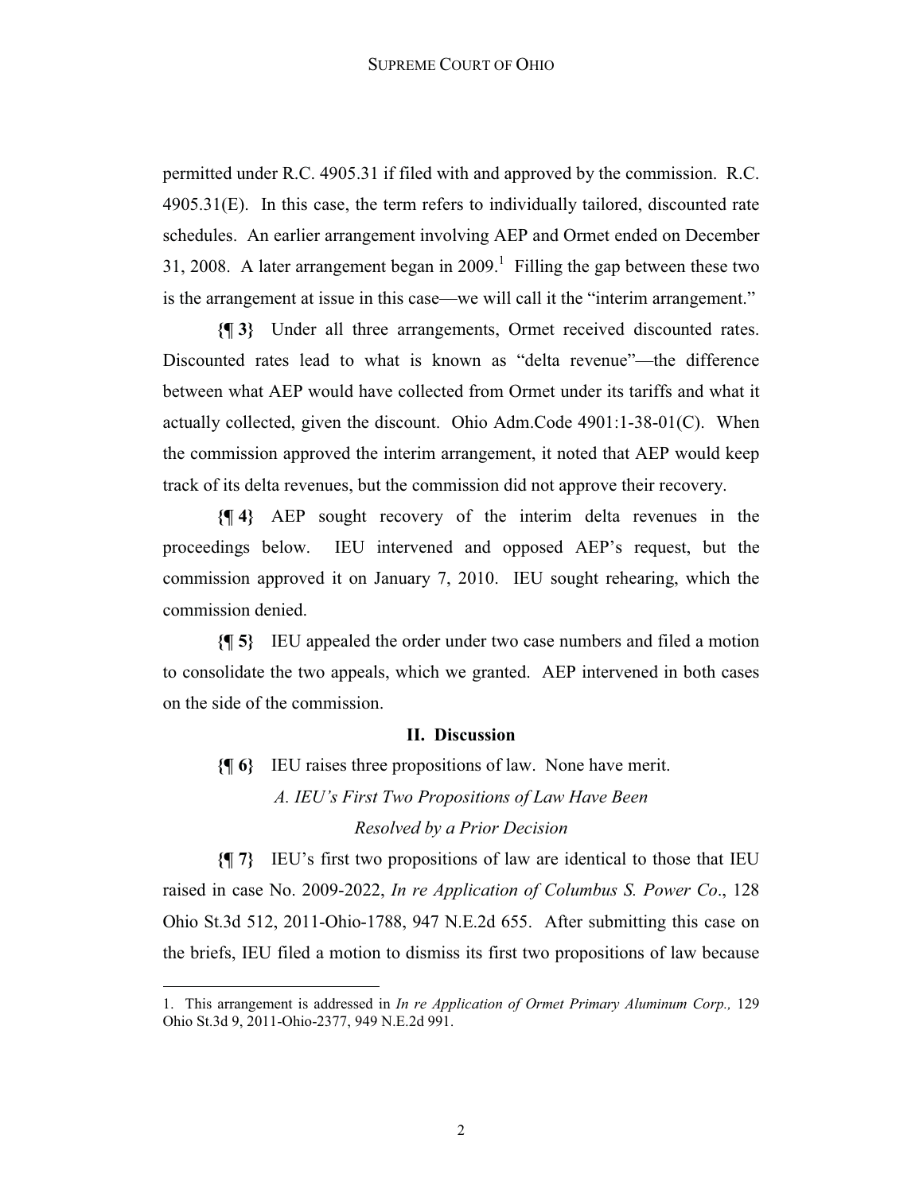permitted under R.C. 4905.31 if filed with and approved by the commission. R.C. 4905.31(E). In this case, the term refers to individually tailored, discounted rate schedules. An earlier arrangement involving AEP and Ormet ended on December 31, 2008. A later arrangement began in 2009.[1] Filling the gap between these two is the arrangement at issue in this case—we will call it the "interim arrangement."

**{¶ 3}** Under all three arrangements, Ormet received discounted rates. Discounted rates lead to what is known as "delta revenue"—the difference between what AEP would have collected from Ormet under its tariffs and what it actually collected, given the discount. Ohio Adm.Code 4901:1-38-01(C). When the commission approved the interim arrangement, it noted that AEP would keep track of its delta revenues, but the commission did not approve their recovery.

**{¶ 4}** AEP sought recovery of the interim delta revenues in the proceedings below. IEU intervened and opposed AEP's request, but the commission approved it on January 7, 2010. IEU sought rehearing, which the commission denied.

**{¶ 5}** IEU appealed the order under two case numbers and filed a motion to consolidate the two appeals, which we granted. AEP intervened in both cases on the side of the commission.

## II. Discussion

**{¶ 6}** IEU raises three propositions of law. None have merit.

### *A. IEU's First Two Propositions of Law Have Been Resolved by a Prior Decision*

**{¶ 7}** IEU's first two propositions of law are identical to those that IEU raised in case No. 2009-2022, *In re Application of Columbus S. Power Co*., 128 Ohio St.3d 512, 2011-Ohio-1788, 947 N.E.2d 655. After submitting this case on the briefs, IEU filed a motion to dismiss its first two propositions of law because

---

1. This arrangement is addressed in *In re Application of Ormet Primary Aluminum Corp.,* 129 Ohio St.3d 9, 2011-Ohio-2377, 949 N.E.2d 991.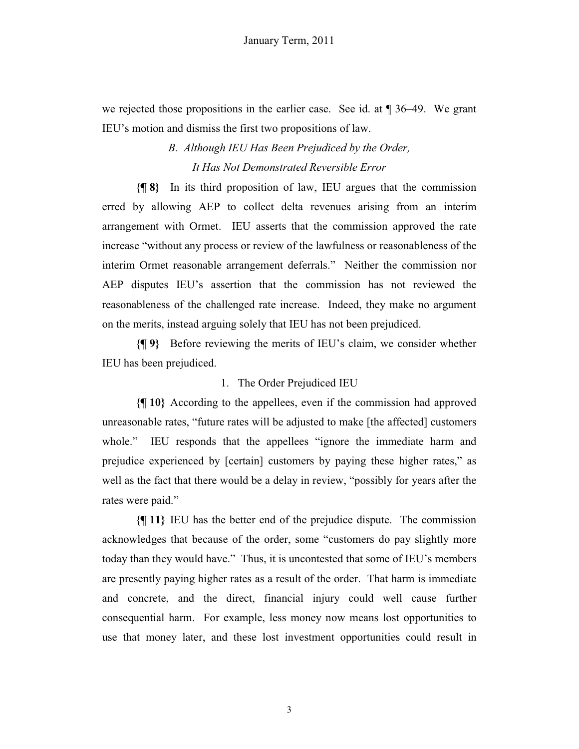we rejected those propositions in the earlier case. See id. at ¶ 36–49. We grant IEU's motion and dismiss the first two propositions of law.

### *B. Although IEU Has Been Prejudiced by the Order, It Has Not Demonstrated Reversible Error*

**{¶ 8}** In its third proposition of law, IEU argues that the commission erred by allowing AEP to collect delta revenues arising from an interim arrangement with Ormet. IEU asserts that the commission approved the rate increase "without any process or review of the lawfulness or reasonableness of the interim Ormet reasonable arrangement deferrals." Neither the commission nor AEP disputes IEU's assertion that the commission has not reviewed the reasonableness of the challenged rate increase. Indeed, they make no argument on the merits, instead arguing solely that IEU has not been prejudiced.

**{¶ 9}** Before reviewing the merits of IEU's claim, we consider whether IEU has been prejudiced.

#### 1. The Order Prejudiced IEU

**{¶ 10}** According to the appellees, even if the commission had approved unreasonable rates, "future rates will be adjusted to make [the affected] customers whole." IEU responds that the appellees "ignore the immediate harm and prejudice experienced by [certain] customers by paying these higher rates," as well as the fact that there would be a delay in review, "possibly for years after the rates were paid."

**{¶ 11}** IEU has the better end of the prejudice dispute. The commission acknowledges that because of the order, some "customers do pay slightly more today than they would have." Thus, it is uncontested that some of IEU's members are presently paying higher rates as a result of the order. That harm is immediate and concrete, and the direct, financial injury could well cause further consequential harm. For example, less money now means lost opportunities to use that money later, and these lost investment opportunities could result in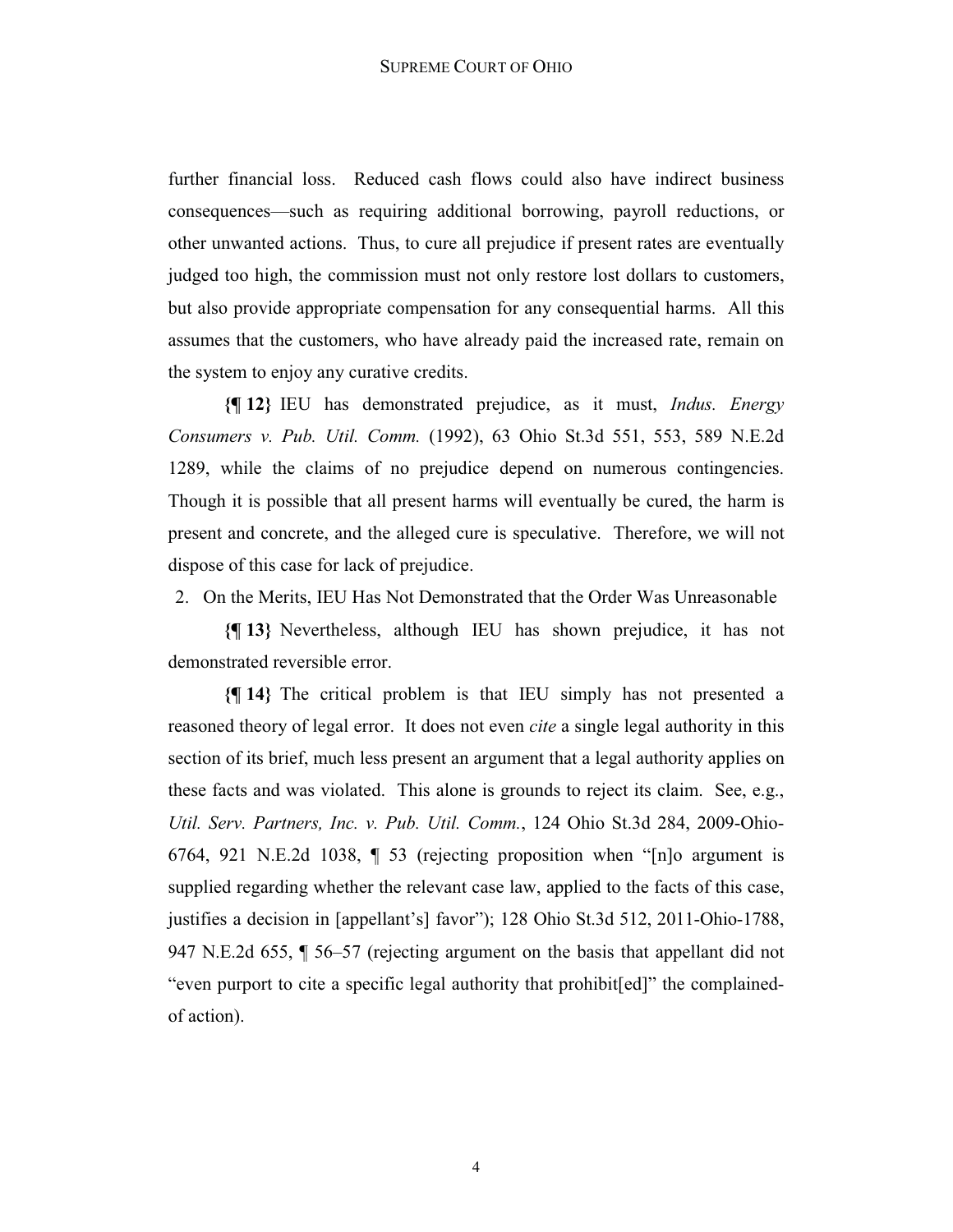further financial loss. Reduced cash flows could also have indirect business consequences—such as requiring additional borrowing, payroll reductions, or other unwanted actions. Thus, to cure all prejudice if present rates are eventually judged too high, the commission must not only restore lost dollars to customers, but also provide appropriate compensation for any consequential harms. All this assumes that the customers, who have already paid the increased rate, remain on the system to enjoy any curative credits.

**{¶ 12}** IEU has demonstrated prejudice, as it must, *Indus. Energy Consumers v. Pub. Util. Comm.* (1992), 63 Ohio St.3d 551, 553, 589 N.E.2d 1289, while the claims of no prejudice depend on numerous contingencies. Though it is possible that all present harms will eventually be cured, the harm is present and concrete, and the alleged cure is speculative. Therefore, we will not dispose of this case for lack of prejudice.

2. On the Merits, IEU Has Not Demonstrated that the Order Was Unreasonable

**{¶ 13}** Nevertheless, although IEU has shown prejudice, it has not demonstrated reversible error.

**{¶ 14}** The critical problem is that IEU simply has not presented a reasoned theory of legal error. It does not even *cite* a single legal authority in this section of its brief, much less present an argument that a legal authority applies on these facts and was violated. This alone is grounds to reject its claim. See, e.g., *Util. Serv. Partners, Inc. v. Pub. Util. Comm.*, 124 Ohio St.3d 284, 2009-Ohio-6764, 921 N.E.2d 1038, ¶ 53 (rejecting proposition when "[n]o argument is supplied regarding whether the relevant case law, applied to the facts of this case, justifies a decision in [appellant's] favor"); 128 Ohio St.3d 512, 2011-Ohio-1788, 947 N.E.2d 655, ¶ 56–57 (rejecting argument on the basis that appellant did not "even purport to cite a specific legal authority that prohibit[ed]" the complained-of action).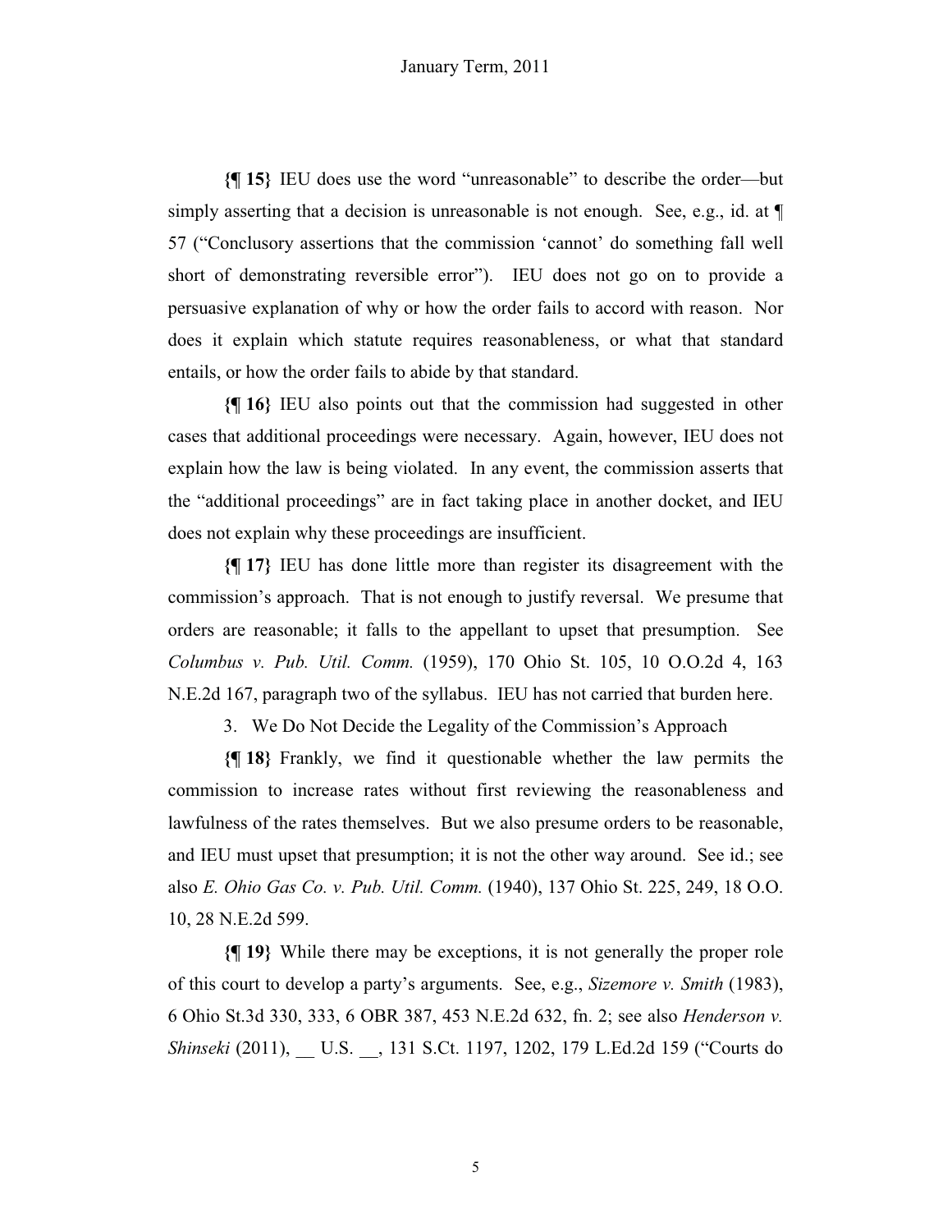**{¶ 15}** IEU does use the word "unreasonable" to describe the order—but simply asserting that a decision is unreasonable is not enough. See, e.g., id. at ¶ 57 ("Conclusory assertions that the commission 'cannot' do something fall well short of demonstrating reversible error"). IEU does not go on to provide a persuasive explanation of why or how the order fails to accord with reason. Nor does it explain which statute requires reasonableness, or what that standard entails, or how the order fails to abide by that standard.

**{¶ 16}** IEU also points out that the commission had suggested in other cases that additional proceedings were necessary. Again, however, IEU does not explain how the law is being violated. In any event, the commission asserts that the "additional proceedings" are in fact taking place in another docket, and IEU does not explain why these proceedings are insufficient.

**{¶ 17}** IEU has done little more than register its disagreement with the commission's approach. That is not enough to justify reversal. We presume that orders are reasonable; it falls to the appellant to upset that presumption. See *Columbus v. Pub. Util. Comm.* (1959), 170 Ohio St. 105, 10 O.O.2d 4, 163 N.E.2d 167, paragraph two of the syllabus. IEU has not carried that burden here.

3. We Do Not Decide the Legality of the Commission's Approach

**{¶ 18}** Frankly, we find it questionable whether the law permits the commission to increase rates without first reviewing the reasonableness and lawfulness of the rates themselves. But we also presume orders to be reasonable, and IEU must upset that presumption; it is not the other way around. See id.; see also *E. Ohio Gas Co. v. Pub. Util. Comm.* (1940), 137 Ohio St. 225, 249, 18 O.O. 10, 28 N.E.2d 599.

**{¶ 19}** While there may be exceptions, it is not generally the proper role of this court to develop a party's arguments. See, e.g., *Sizemore v. Smith* (1983), 6 Ohio St.3d 330, 333, 6 OBR 387, 453 N.E.2d 632, fn. 2; see also *Henderson v. Shinseki* (2011), __ U.S. __, 131 S.Ct. 1197, 1202, 179 L.Ed.2d 159 ("Courts do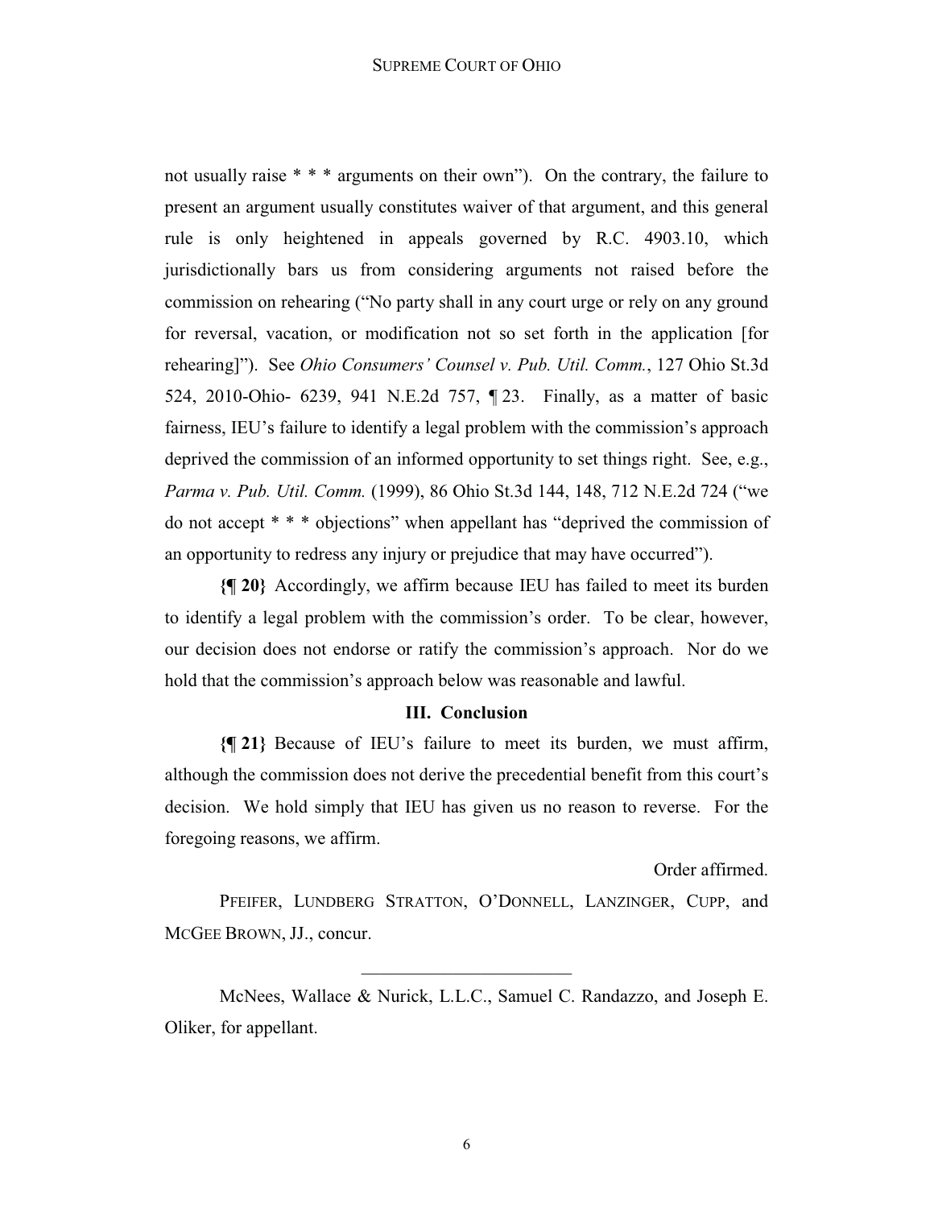not usually raise * * * arguments on their own"). On the contrary, the failure to present an argument usually constitutes waiver of that argument, and this general rule is only heightened in appeals governed by R.C. 4903.10, which jurisdictionally bars us from considering arguments not raised before the commission on rehearing ("No party shall in any court urge or rely on any ground for reversal, vacation, or modification not so set forth in the application [for rehearing]"). See *Ohio Consumers' Counsel v. Pub. Util. Comm.*, 127 Ohio St.3d 524, 2010-Ohio- 6239, 941 N.E.2d 757, ¶ 23. Finally, as a matter of basic fairness, IEU's failure to identify a legal problem with the commission's approach deprived the commission of an informed opportunity to set things right. See, e.g., *Parma v. Pub. Util. Comm.* (1999), 86 Ohio St.3d 144, 148, 712 N.E.2d 724 ("we do not accept * * * objections" when appellant has "deprived the commission of an opportunity to redress any injury or prejudice that may have occurred").

**{¶ 20}** Accordingly, we affirm because IEU has failed to meet its burden to identify a legal problem with the commission's order. To be clear, however, our decision does not endorse or ratify the commission's approach. Nor do we hold that the commission's approach below was reasonable and lawful.

### III. Conclusion

**{¶ 21}** Because of IEU's failure to meet its burden, we must affirm, although the commission does not derive the precedential benefit from this court's decision. We hold simply that IEU has given us no reason to reverse. For the foregoing reasons, we affirm.

Order affirmed.

PFEIFER, LUNDBERG STRATTON, O'DONNELL, LANZINGER, CUPP, and MCGEE BROWN, JJ., concur.

---

McNees, Wallace & Nurick, L.L.C., Samuel C. Randazzo, and Joseph E. Oliker, for appellant.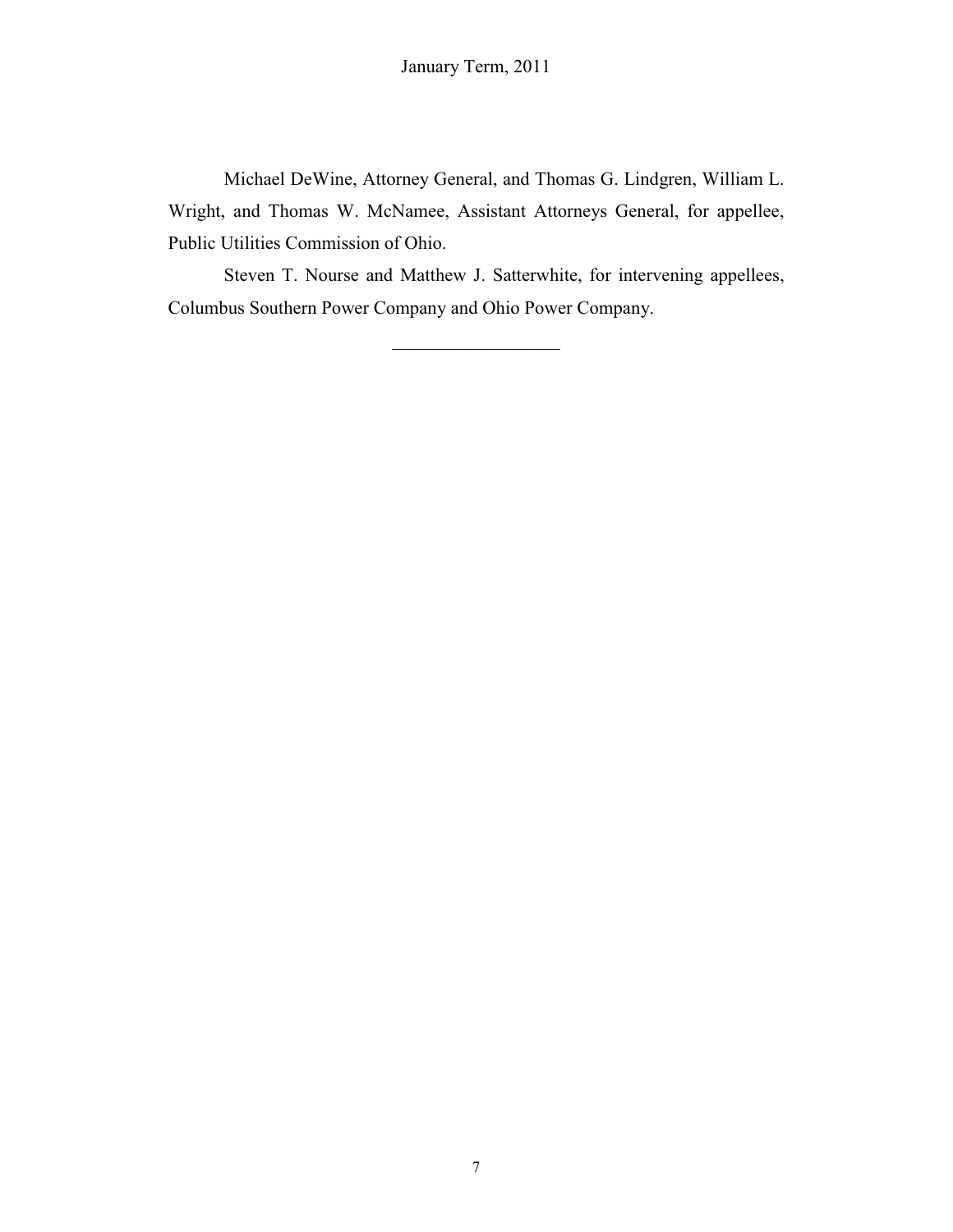Michael DeWine, Attorney General, and Thomas G. Lindgren, William L. Wright, and Thomas W. McNamee, Assistant Attorneys General, for appellee, Public Utilities Commission of Ohio.

Steven T. Nourse and Matthew J. Satterwhite, for intervening appellees, Columbus Southern Power Company and Ohio Power Company.

---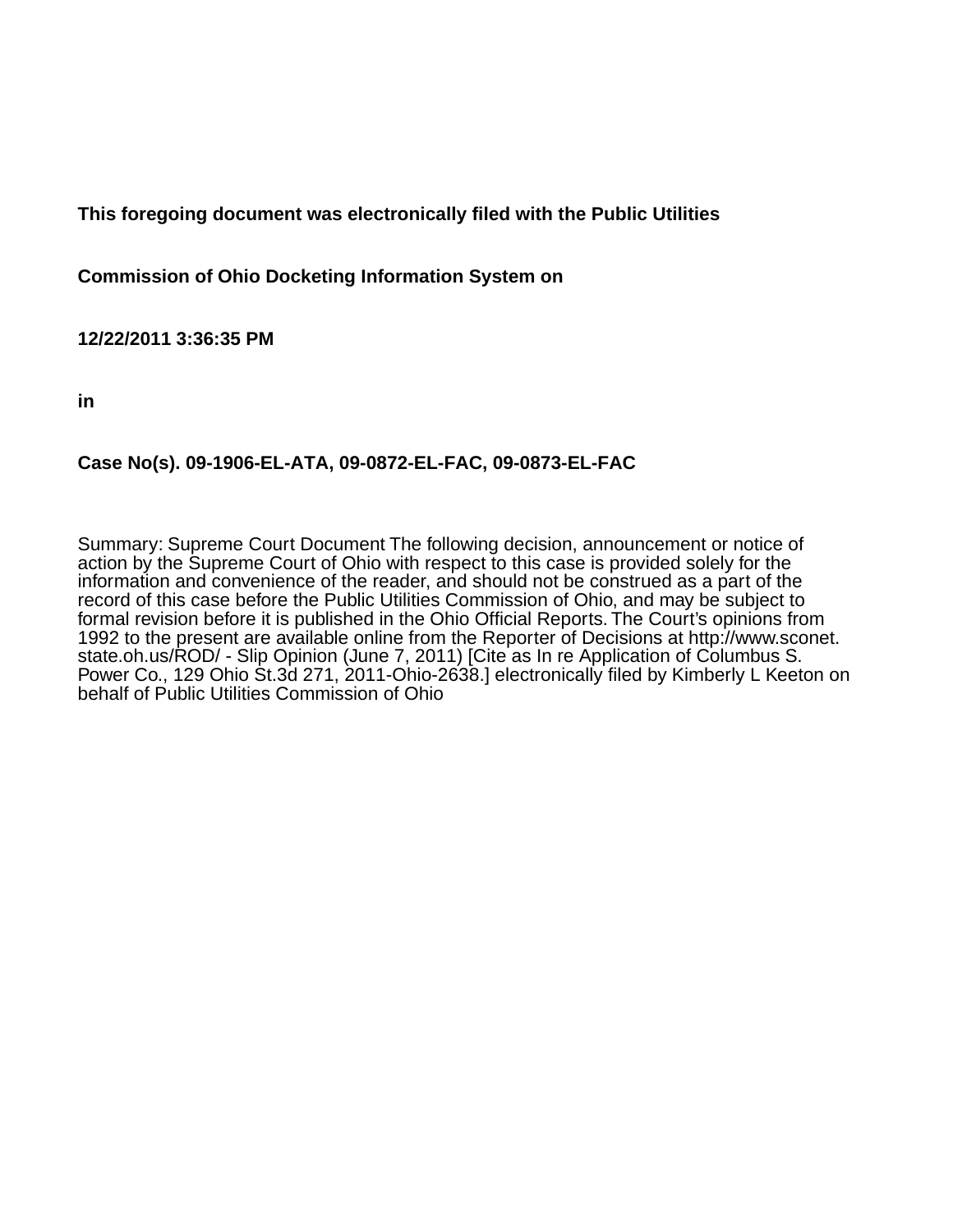**This foregoing document was electronically filed with the Public Utilities**

**Commission of Ohio Docketing Information System on**

**12/22/2011 3:36:35 PM**

**in**

**Case No(s). 09-1906-EL-ATA, 09-0872-EL-FAC, 09-0873-EL-FAC**

Summary: Supreme Court Document The following decision, announcement or notice of action by the Supreme Court of Ohio with respect to this case is provided solely for the information and convenience of the reader, and should not be construed as a part of the record of this case before the Public Utilities Commission of Ohio, and may be subject to formal revision before it is published in the Ohio Official Reports. The Court's opinions from 1992 to the present are available online from the Reporter of Decisions at http://www.sconet.state.oh.us/ROD/ - Slip Opinion (June 7, 2011) [Cite as In re Application of Columbus S. Power Co., 129 Ohio St.3d 271, 2011-Ohio-2638.] electronically filed by Kimberly L Keeton on behalf of Public Utilities Commission of Ohio